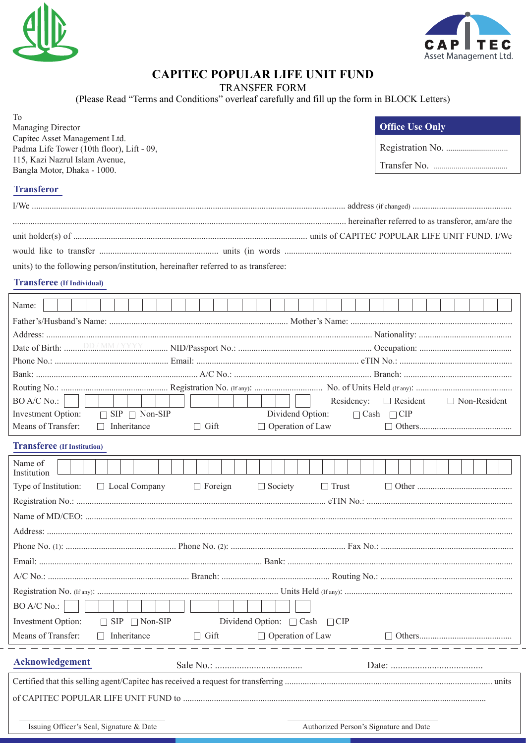CAPITEC Asset Management Ltd.

# CAPITEC POPULAR LIFE UNIT FUND

TRANSFER FORM

(Please Read "Terms and Conditions" overleaf carefully and fill up the form in BLOCK Letters)

To
Managing Director
Capitec Asset Management Ltd.
Padma Life Tower (10th floor), Lift - 09,
115, Kazi Nazrul Islam Avenue,
Bangla Motor, Dhaka - 1000.

| Office Use Only |
|---|
| Registration No. .............................. |
| Transfer No. .................................... |

## Transferor

I/We ........................................................................................................................................ address (if changed) ............................................ ...................................................................................................................................... hereinafter referred to as transferor, am/are the unit holder(s) of .......................................................................................................... units of CAPITEC POPULAR LIFE UNIT FUND. I/We would like to transfer ..................................................... units (in words ....................................................................................................... units) to the following person/institution, hereinafter referred to as transferee:

## Transferee (If Individual)

Name: [ ]

Father's/Husband's Name: ............................................................................... Mother's Name: ........................................................................

Address: ................................................................................................................................................ Nationality: ..........................................

Date of Birth: DD / MM / YYYY ........ NID/Passport No.: ............................................................ Occupation: ..........................................

Phone No.: .................................................... Email: ........................................................................ eTIN No.: ..................................................

Bank: ......................................................................... A/C No.: ............................................................. Branch: ................................................

Routing No.: ................................................ Registration No. (If any): .............................. No. of Units Held (If any): ...........................................

BO A/C No.: [ ] Residency: ☐ Resident ☐ Non-Resident

Investment Option: ☐ SIP ☐ Non-SIP Dividend Option: ☐ Cash ☐ CIP

Means of Transfer: ☐ Inheritance ☐ Gift ☐ Operation of Law ☐ Others..........................................

## Transferee (If Institution)

Name of Institution: [ ]

Type of Institution: ☐ Local Company ☐ Foreign ☐ Society ☐ Trust ☐ Other ...........................................

Registration No.: ............................................................................................................... eTIN No.: .................................................................

Name of MD/CEO: ....................................................................................................................................................................................................

Address: ...................................................................................................................................................................................................................

Phone No. (1): ................................................. Phone No. (2): ................................................... Fax No.: ...........................................................

Email: ..................................................................................................... Bank: ......................................................................................................

A/C No.: ................................................................ Branch: ................................................ Routing No.: ...........................................................

Registration No. (If any): ................................................................................ Units Held (If any): ...........................................................................

BO A/C No.: [ ]

Investment Option: ☐ SIP ☐ Non-SIP Dividend Option: ☐ Cash ☐ CIP

Means of Transfer: ☐ Inheritance ☐ Gift ☐ Operation of Law ☐ Others..........................................

## Acknowledgement

Sale No.: ................................... Date: ......................................

Certified that this selling agent/Capitec has received a request for transferring ............................................................................................ units of CAPITEC POPULAR LIFE UNIT FUND to .....................................................................................................................................

Issuing Officer's Seal, Signature & Date

Authorized Person's Signature and Date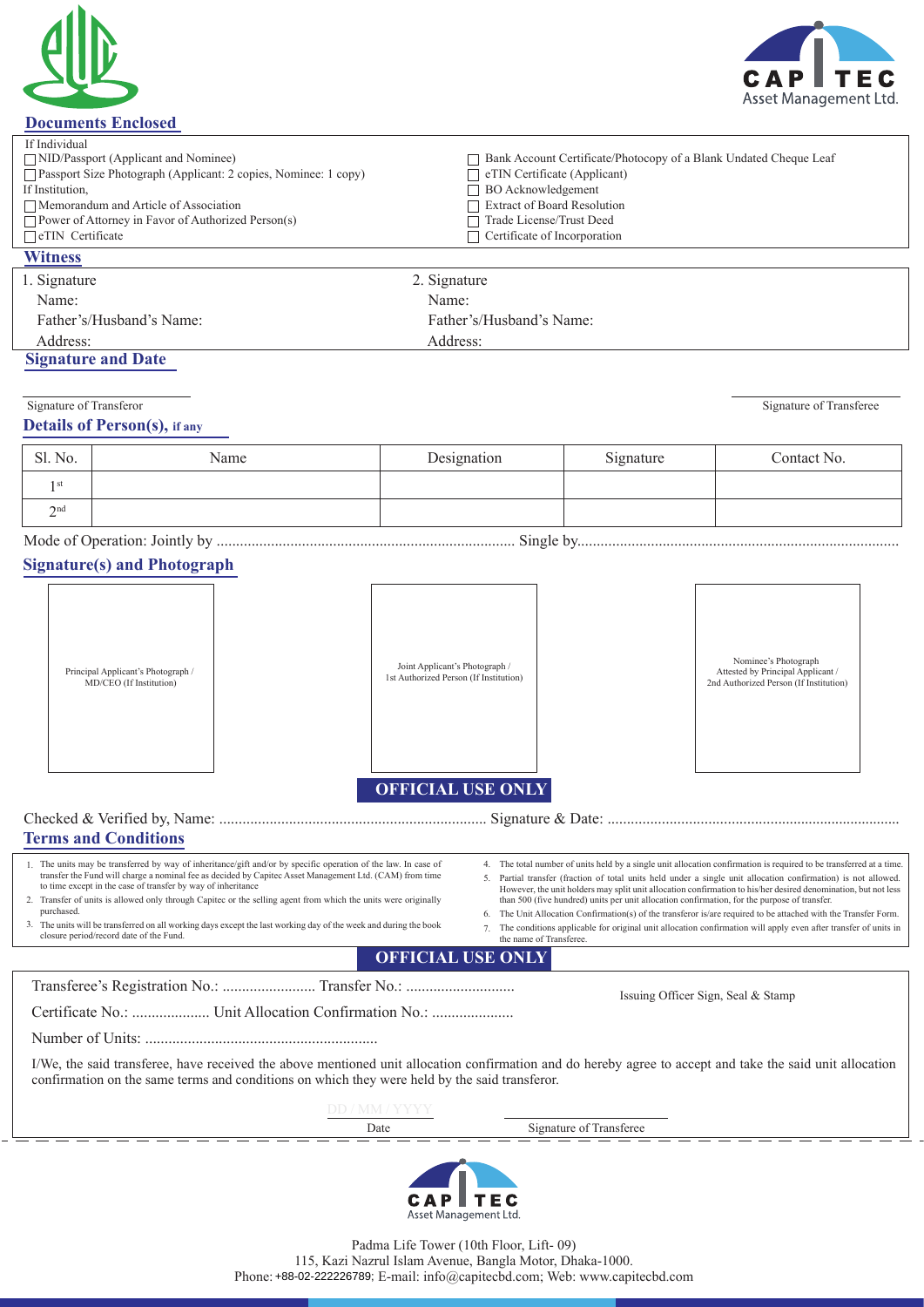## Documents Enclosed

If Individual

- ☐ NID/Passport (Applicant and Nominee)
- ☐ Passport Size Photograph (Applicant: 2 copies, Nominee: 1 copy)
- ☐ Bank Account Certificate/Photocopy of a Blank Undated Cheque Leaf
- ☐ eTIN Certificate (Applicant)
- ☐ BO Acknowledgement

If Institution,

- ☐ Memorandum and Article of Association
- ☐ Power of Attorney in Favor of Authorized Person(s)
- ☐ eTIN Certificate
- ☐ Extract of Board Resolution
- ☐ Trade License/Trust Deed
- ☐ Certificate of Incorporation

## Witness

| | |
|---|---|
| 1. Signature | 2. Signature |
| Name: | Name: |
| Father's/Husband's Name: | Father's/Husband's Name: |
| Address: | Address: |

## Signature and Date

Signature of Transferor

Signature of Transferee

## Details of Person(s), if any

| Sl. No. | Name | Designation | Signature | Contact No. |
|---|---|---|---|---|
| 1st | | | | |
| 2nd | | | | |

Mode of Operation: Jointly by ............................................................................ Single by..................................................................................

## Signature(s) and Photograph

Principal Applicant's Photograph / MD/CEO (If Institution)

Joint Applicant's Photograph / 1st Authorized Person (If Institution)

Nominee's Photograph Attested by Principal Applicant / 2nd Authorized Person (If Institution)

**OFFICIAL USE ONLY**

Checked & Verified by, Name: .................................................................... Signature & Date: ..........................................................................

## Terms and Conditions

1. The units may be transferred by way of inheritance/gift and/or by specific operation of the law. In case of transfer the Fund will charge a nominal fee as decided by Capitec Asset Management Ltd. (CAM) from time to time except in the case of transfer by way of inheritance
2. Transfer of units is allowed only through Capitec or the selling agent from which the units were originally purchased.
3. The units will be transferred on all working days except the last working day of the week and during the book closure period/record date of the Fund.
4. The total number of units held by a single unit allocation confirmation is required to be transferred at a time.
5. Partial transfer (fraction of total units held under a single unit allocation confirmation) is not allowed. However, the unit holders may split unit allocation confirmation to his/her desired denomination, but not less than 500 (five hundred) units per unit allocation confirmation, for the purpose of transfer.
6. The Unit Allocation Confirmation(s) of the transferor is/are required to be attached with the Transfer Form.
7. The conditions applicable for original unit allocation confirmation will apply even after transfer of units in the name of Transferee.

**OFFICIAL USE ONLY**

Transferee's Registration No.: ........................ Transfer No.: ............................

Certificate No.: .................... Unit Allocation Confirmation No.: ....................

Number of Units: ...........................................................

Issuing Officer Sign, Seal & Stamp

I/We, the said transferee, have received the above mentioned unit allocation confirmation and do hereby agree to accept and take the said unit allocation confirmation on the same terms and conditions on which they were held by the said transferor.

DD / MM / YYYY

Date

Signature of Transferee

CAPITEC Asset Management Ltd.

Padma Life Tower (10th Floor, Lift- 09)
115, Kazi Nazrul Islam Avenue, Bangla Motor, Dhaka-1000.
Phone: +88-02-222226789; E-mail: info@capitecbd.com; Web: www.capitecbd.com